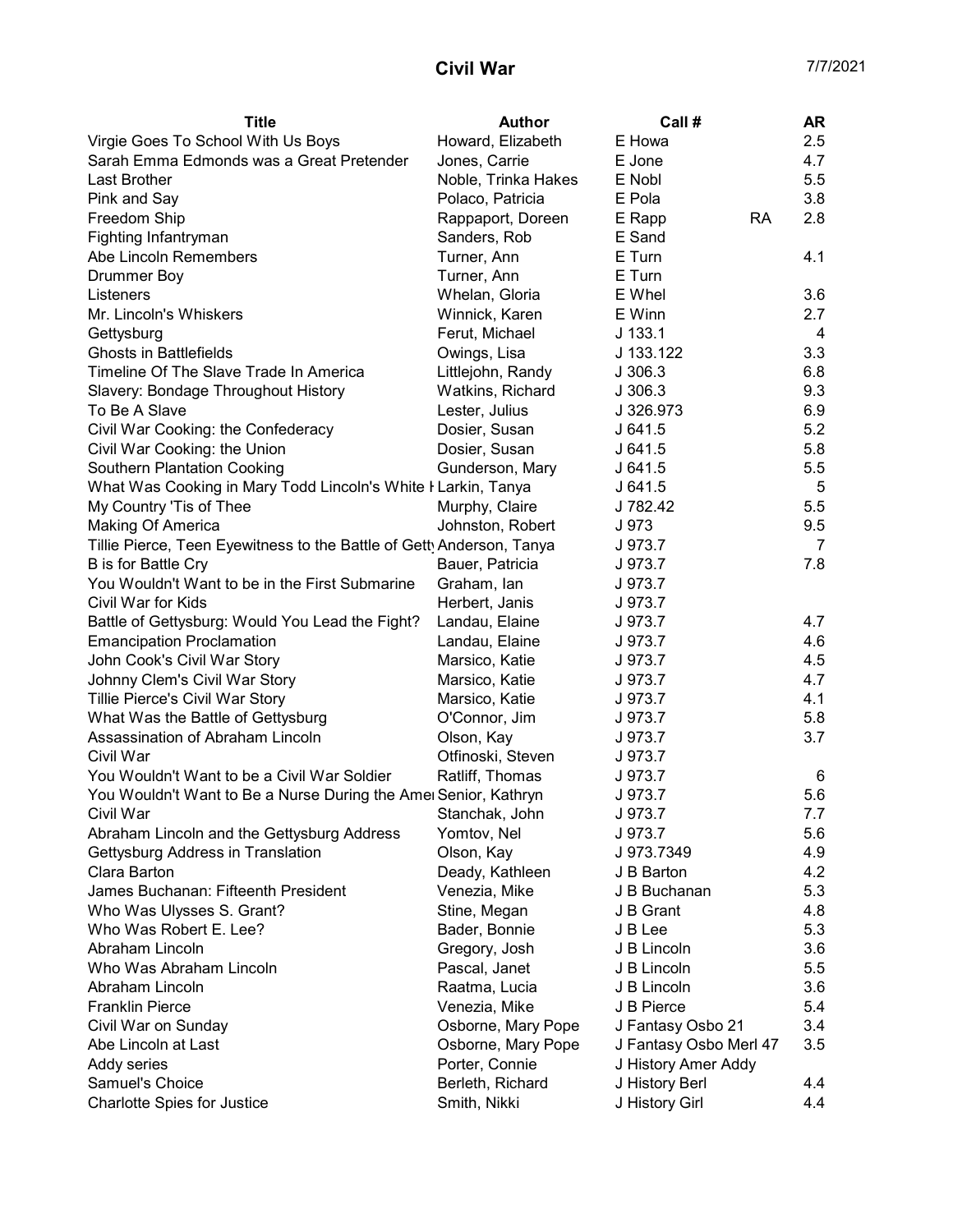# Civil War

7/7/2021

| Title | Author | Call # | | AR |
|---|---|---|---|---|
| Virgie Goes To School With Us Boys | Howard, Elizabeth | E Howa | | 2.5 |
| Sarah Emma Edmonds was a Great Pretender | Jones, Carrie | E Jone | | 4.7 |
| Last Brother | Noble, Trinka Hakes | E Nobl | | 5.5 |
| Pink and Say | Polaco, Patricia | E Pola | | 3.8 |
| Freedom Ship | Rappaport, Doreen | E Rapp | RA | 2.8 |
| Fighting Infantryman | Sanders, Rob | E Sand | | |
| Abe Lincoln Remembers | Turner, Ann | E Turn | | 4.1 |
| Drummer Boy | Turner, Ann | E Turn | | |
| Listeners | Whelan, Gloria | E Whel | | 3.6 |
| Mr. Lincoln's Whiskers | Winnick, Karen | E Winn | | 2.7 |
| Gettysburg | Ferut, Michael | J 133.1 | | 4 |
| Ghosts in Battlefields | Owings, Lisa | J 133.122 | | 3.3 |
| Timeline Of The Slave Trade In America | Littlejohn, Randy | J 306.3 | | 6.8 |
| Slavery: Bondage Throughout History | Watkins, Richard | J 306.3 | | 9.3 |
| To Be A Slave | Lester, Julius | J 326.973 | | 6.9 |
| Civil War Cooking: the Confederacy | Dosier, Susan | J 641.5 | | 5.2 |
| Civil War Cooking: the Union | Dosier, Susan | J 641.5 | | 5.8 |
| Southern Plantation Cooking | Gunderson, Mary | J 641.5 | | 5.5 |
| What Was Cooking in Mary Todd Lincoln's White H | Larkin, Tanya | J 641.5 | | 5 |
| My Country 'Tis of Thee | Murphy, Claire | J 782.42 | | 5.5 |
| Making Of America | Johnston, Robert | J 973 | | 9.5 |
| Tillie Pierce, Teen Eyewitness to the Battle of Gett | Anderson, Tanya | J 973.7 | | 7 |
| B is for Battle Cry | Bauer, Patricia | J 973.7 | | 7.8 |
| You Wouldn't Want to be in the First Submarine | Graham, Ian | J 973.7 | | |
| Civil War for Kids | Herbert, Janis | J 973.7 | | |
| Battle of Gettysburg: Would You Lead the Fight? | Landau, Elaine | J 973.7 | | 4.7 |
| Emancipation Proclamation | Landau, Elaine | J 973.7 | | 4.6 |
| John Cook's Civil War Story | Marsico, Katie | J 973.7 | | 4.5 |
| Johnny Clem's Civil War Story | Marsico, Katie | J 973.7 | | 4.7 |
| Tillie Pierce's Civil War Story | Marsico, Katie | J 973.7 | | 4.1 |
| What Was the Battle of Gettysburg | O'Connor, Jim | J 973.7 | | 5.8 |
| Assassination of Abraham Lincoln | Olson, Kay | J 973.7 | | 3.7 |
| Civil War | Otfinoski, Steven | J 973.7 | | |
| You Wouldn't Want to be a Civil War Soldier | Ratliff, Thomas | J 973.7 | | 6 |
| You Wouldn't Want to Be a Nurse During the Amer | Senior, Kathryn | J 973.7 | | 5.6 |
| Civil War | Stanchak, John | J 973.7 | | 7.7 |
| Abraham Lincoln and the Gettysburg Address | Yomtov, Nel | J 973.7 | | 5.6 |
| Gettysburg Address in Translation | Olson, Kay | J 973.7349 | | 4.9 |
| Clara Barton | Deady, Kathleen | J B Barton | | 4.2 |
| James Buchanan: Fifteenth President | Venezia, Mike | J B Buchanan | | 5.3 |
| Who Was Ulysses S. Grant? | Stine, Megan | J B Grant | | 4.8 |
| Who Was Robert E. Lee? | Bader, Bonnie | J B Lee | | 5.3 |
| Abraham Lincoln | Gregory, Josh | J B Lincoln | | 3.6 |
| Who Was Abraham Lincoln | Pascal, Janet | J B Lincoln | | 5.5 |
| Abraham Lincoln | Raatma, Lucia | J B Lincoln | | 3.6 |
| Franklin Pierce | Venezia, Mike | J B Pierce | | 5.4 |
| Civil War on Sunday | Osborne, Mary Pope | J Fantasy Osbo 21 | | 3.4 |
| Abe Lincoln at Last | Osborne, Mary Pope | J Fantasy Osbo Merl 47 | | 3.5 |
| Addy series | Porter, Connie | J History Amer Addy | | |
| Samuel's Choice | Berleth, Richard | J History Berl | | 4.4 |
| Charlotte Spies for Justice | Smith, Nikki | J History Girl | | 4.4 |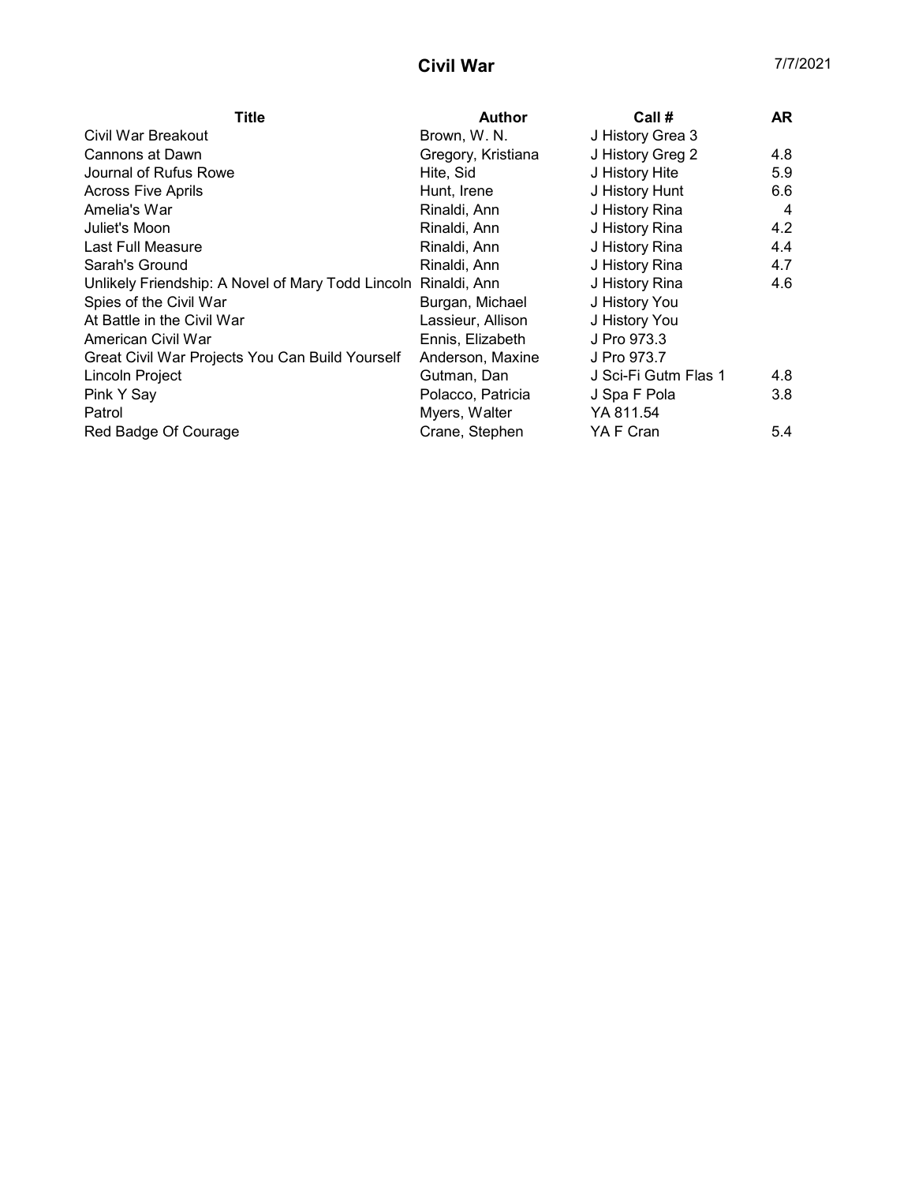# Civil War

7/7/2021

| Title | Author | Call # | AR |
|---|---|---|---|
| Civil War Breakout | Brown, W. N. | J History Grea 3 | |
| Cannons at Dawn | Gregory, Kristiana | J History Greg 2 | 4.8 |
| Journal of Rufus Rowe | Hite, Sid | J History Hite | 5.9 |
| Across Five Aprils | Hunt, Irene | J History Hunt | 6.6 |
| Amelia's War | Rinaldi, Ann | J History Rina | 4 |
| Juliet's Moon | Rinaldi, Ann | J History Rina | 4.2 |
| Last Full Measure | Rinaldi, Ann | J History Rina | 4.4 |
| Sarah's Ground | Rinaldi, Ann | J History Rina | 4.7 |
| Unlikely Friendship: A Novel of Mary Todd Lincoln | Rinaldi, Ann | J History Rina | 4.6 |
| Spies of the Civil War | Burgan, Michael | J History You | |
| At Battle in the Civil War | Lassieur, Allison | J History You | |
| American Civil War | Ennis, Elizabeth | J Pro 973.3 | |
| Great Civil War Projects You Can Build Yourself | Anderson, Maxine | J Pro 973.7 | |
| Lincoln Project | Gutman, Dan | J Sci-Fi Gutm Flas 1 | 4.8 |
| Pink Y Say | Polacco, Patricia | J Spa F Pola | 3.8 |
| Patrol | Myers, Walter | YA 811.54 | |
| Red Badge Of Courage | Crane, Stephen | YA F Cran | 5.4 |